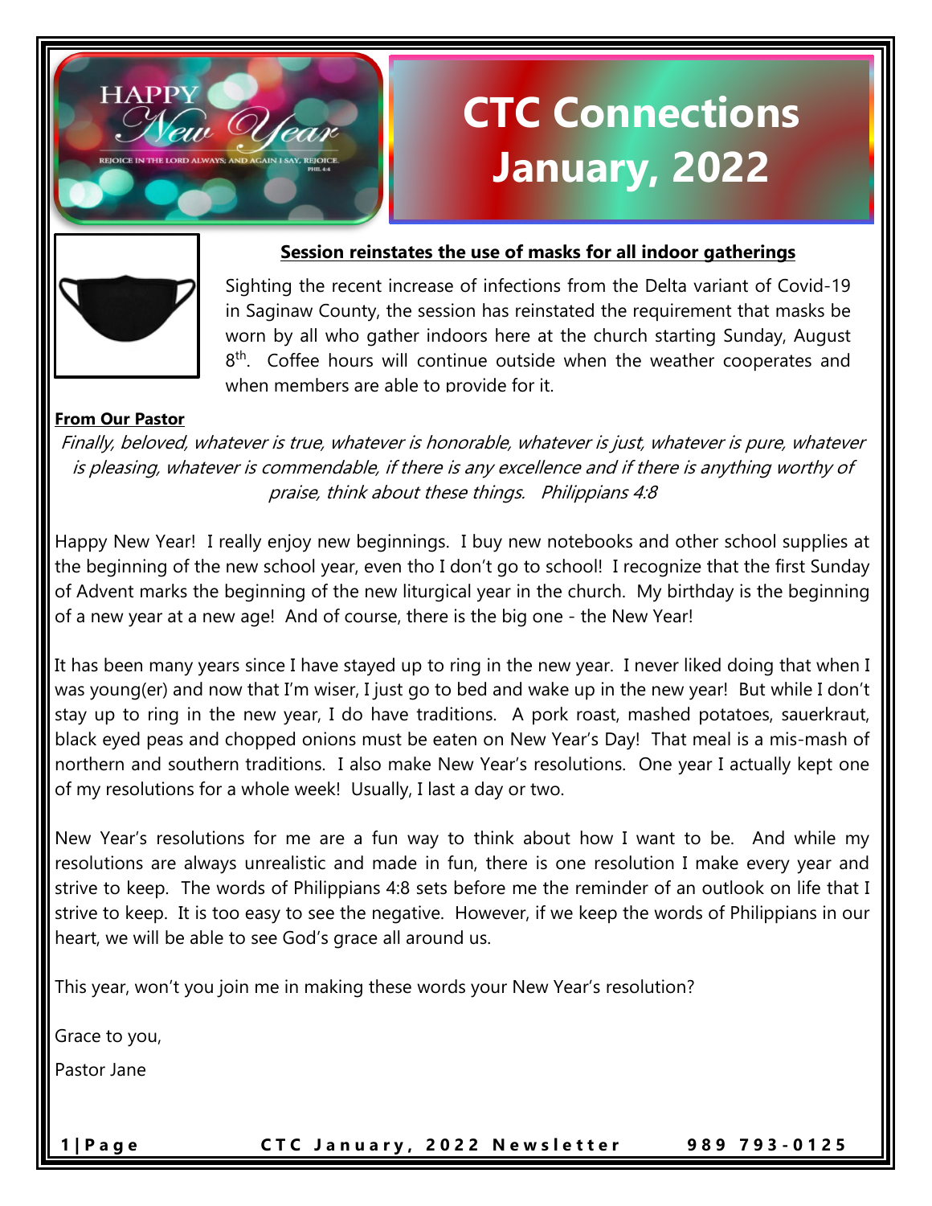# CTC Connections January, 2022

## Session reinstates the use of masks for all indoor gatherings

Sighting the recent increase of infections from the Delta variant of Covid-19 in Saginaw County, the session has reinstated the requirement that masks be worn by all who gather indoors here at the church starting Sunday, August 8th. Coffee hours will continue outside when the weather cooperates and when members are able to provide for it.

**From Our Pastor**

*Finally, beloved, whatever is true, whatever is honorable, whatever is just, whatever is pure, whatever is pleasing, whatever is commendable, if there is any excellence and if there is anything worthy of praise, think about these things. Philippians 4:8*

Happy New Year! I really enjoy new beginnings. I buy new notebooks and other school supplies at the beginning of the new school year, even tho I don't go to school! I recognize that the first Sunday of Advent marks the beginning of the new liturgical year in the church. My birthday is the beginning of a new year at a new age! And of course, there is the big one - the New Year!

It has been many years since I have stayed up to ring in the new year. I never liked doing that when I was young(er) and now that I'm wiser, I just go to bed and wake up in the new year! But while I don't stay up to ring in the new year, I do have traditions. A pork roast, mashed potatoes, sauerkraut, black eyed peas and chopped onions must be eaten on New Year's Day! That meal is a mis-mash of northern and southern traditions. I also make New Year's resolutions. One year I actually kept one of my resolutions for a whole week! Usually, I last a day or two.

New Year's resolutions for me are a fun way to think about how I want to be. And while my resolutions are always unrealistic and made in fun, there is one resolution I make every year and strive to keep. The words of Philippians 4:8 sets before me the reminder of an outlook on life that I strive to keep. It is too easy to see the negative. However, if we keep the words of Philippians in our heart, we will be able to see God's grace all around us.

This year, won't you join me in making these words your New Year's resolution?

Grace to you,

Pastor Jane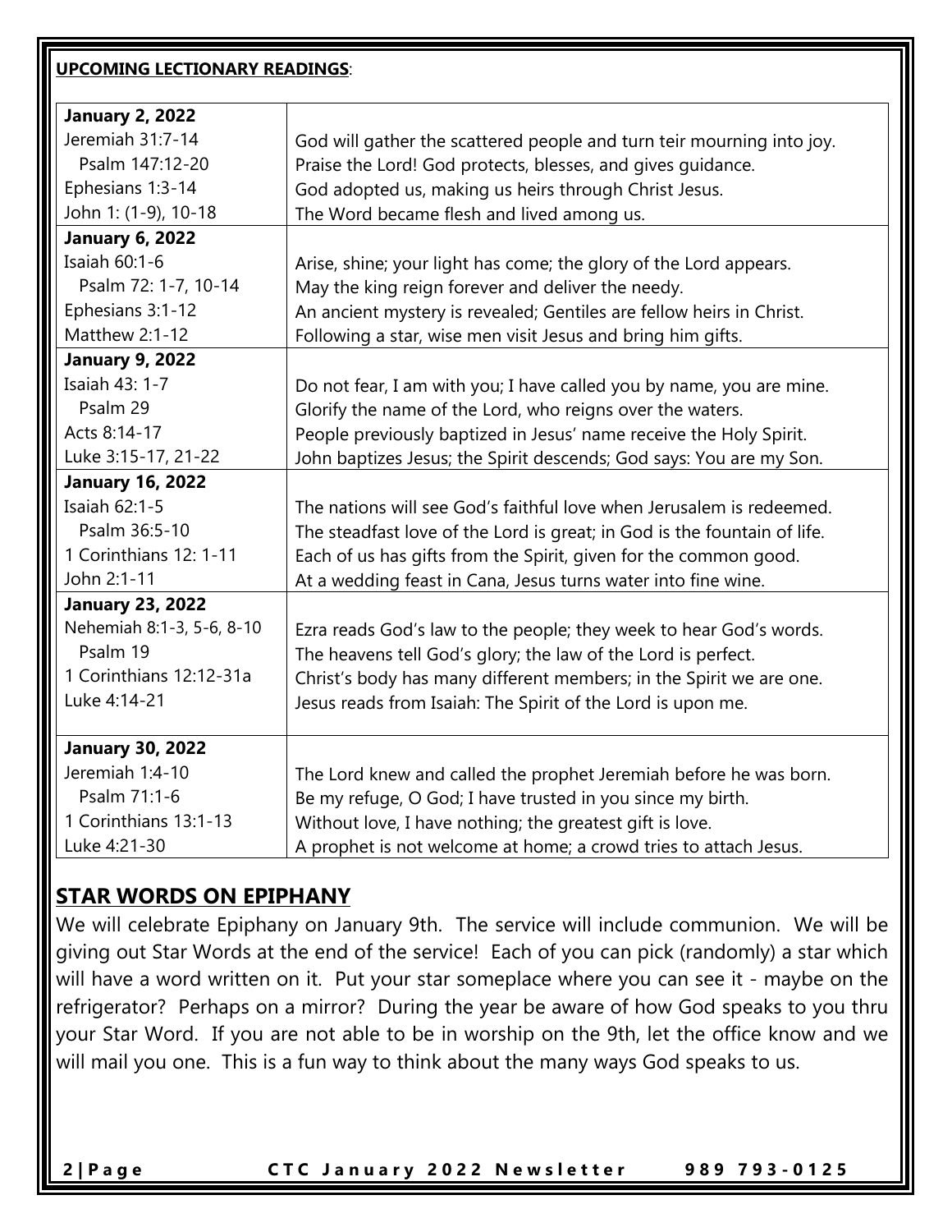**UPCOMING LECTIONARY READINGS**:

| **January 2, 2022** | |
|---|---|
| Jeremiah 31:7-14 | God will gather the scattered people and turn teir mourning into joy. |
| Psalm 147:12-20 | Praise the Lord! God protects, blesses, and gives guidance. |
| Ephesians 1:3-14 | God adopted us, making us heirs through Christ Jesus. |
| John 1: (1-9), 10-18 | The Word became flesh and lived among us. |
| **January 6, 2022** | |
| Isaiah 60:1-6 | Arise, shine; your light has come; the glory of the Lord appears. |
| Psalm 72: 1-7, 10-14 | May the king reign forever and deliver the needy. |
| Ephesians 3:1-12 | An ancient mystery is revealed; Gentiles are fellow heirs in Christ. |
| Matthew 2:1-12 | Following a star, wise men visit Jesus and bring him gifts. |
| **January 9, 2022** | |
| Isaiah 43: 1-7 | Do not fear, I am with you; I have called you by name, you are mine. |
| Psalm 29 | Glorify the name of the Lord, who reigns over the waters. |
| Acts 8:14-17 | People previously baptized in Jesus' name receive the Holy Spirit. |
| Luke 3:15-17, 21-22 | John baptizes Jesus; the Spirit descends; God says: You are my Son. |
| **January 16, 2022** | |
| Isaiah 62:1-5 | The nations will see God's faithful love when Jerusalem is redeemed. |
| Psalm 36:5-10 | The steadfast love of the Lord is great; in God is the fountain of life. |
| 1 Corinthians 12: 1-11 | Each of us has gifts from the Spirit, given for the common good. |
| John 2:1-11 | At a wedding feast in Cana, Jesus turns water into fine wine. |
| **January 23, 2022** | |
| Nehemiah 8:1-3, 5-6, 8-10 | Ezra reads God's law to the people; they week to hear God's words. |
| Psalm 19 | The heavens tell God's glory; the law of the Lord is perfect. |
| 1 Corinthians 12:12-31a | Christ's body has many different members; in the Spirit we are one. |
| Luke 4:14-21 | Jesus reads from Isaiah: The Spirit of the Lord is upon me. |
| **January 30, 2022** | |
| Jeremiah 1:4-10 | The Lord knew and called the prophet Jeremiah before he was born. |
| Psalm 71:1-6 | Be my refuge, O God; I have trusted in you since my birth. |
| 1 Corinthians 13:1-13 | Without love, I have nothing; the greatest gift is love. |
| Luke 4:21-30 | A prophet is not welcome at home; a crowd tries to attach Jesus. |

## STAR WORDS ON EPIPHANY

We will celebrate Epiphany on January 9th. The service will include communion. We will be giving out Star Words at the end of the service! Each of you can pick (randomly) a star which will have a word written on it. Put your star someplace where you can see it - maybe on the refrigerator? Perhaps on a mirror? During the year be aware of how God speaks to you thru your Star Word. If you are not able to be in worship on the 9th, let the office know and we will mail you one. This is a fun way to think about the many ways God speaks to us.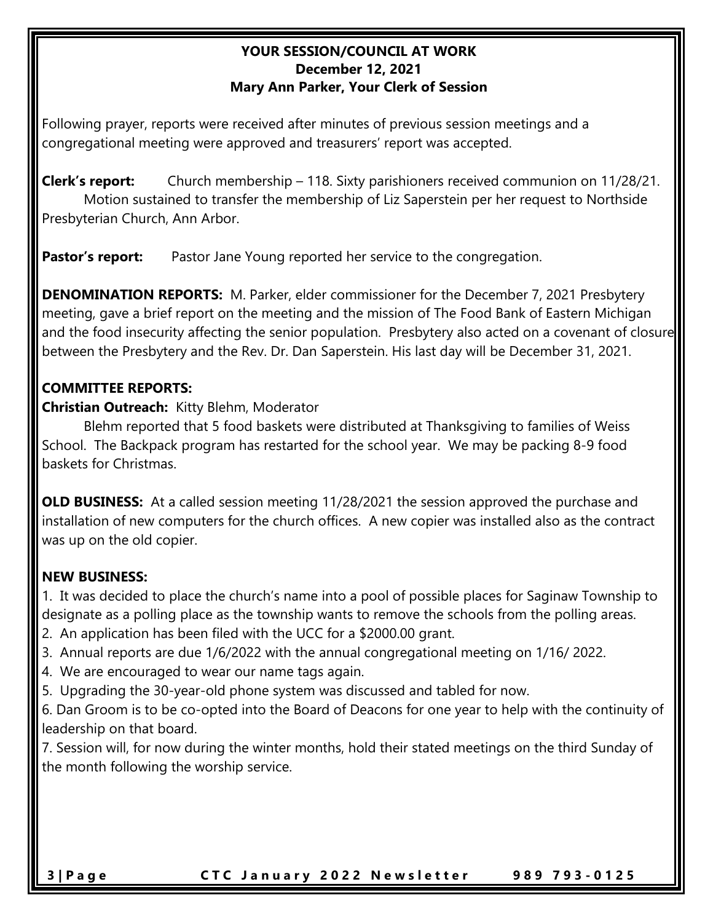**YOUR SESSION/COUNCIL AT WORK**
**December 12, 2021**
**Mary Ann Parker, Your Clerk of Session**

Following prayer, reports were received after minutes of previous session meetings and a congregational meeting were approved and treasurers' report was accepted.

**Clerk's report:** Church membership – 118. Sixty parishioners received communion on 11/28/21. Motion sustained to transfer the membership of Liz Saperstein per her request to Northside Presbyterian Church, Ann Arbor.

**Pastor's report:** Pastor Jane Young reported her service to the congregation.

**DENOMINATION REPORTS:** M. Parker, elder commissioner for the December 7, 2021 Presbytery meeting, gave a brief report on the meeting and the mission of The Food Bank of Eastern Michigan and the food insecurity affecting the senior population. Presbytery also acted on a covenant of closure between the Presbytery and the Rev. Dr. Dan Saperstein. His last day will be December 31, 2021.

**COMMITTEE REPORTS:**

**Christian Outreach:** Kitty Blehm, Moderator

Blehm reported that 5 food baskets were distributed at Thanksgiving to families of Weiss School. The Backpack program has restarted for the school year. We may be packing 8-9 food baskets for Christmas.

**OLD BUSINESS:** At a called session meeting 11/28/2021 the session approved the purchase and installation of new computers for the church offices. A new copier was installed also as the contract was up on the old copier.

**NEW BUSINESS:**

1. It was decided to place the church's name into a pool of possible places for Saginaw Township to designate as a polling place as the township wants to remove the schools from the polling areas.
2. An application has been filed with the UCC for a $2000.00 grant.
3. Annual reports are due 1/6/2022 with the annual congregational meeting on 1/16/ 2022.
4. We are encouraged to wear our name tags again.
5. Upgrading the 30-year-old phone system was discussed and tabled for now.
6. Dan Groom is to be co-opted into the Board of Deacons for one year to help with the continuity of leadership on that board.
7. Session will, for now during the winter months, hold their stated meetings on the third Sunday of the month following the worship service.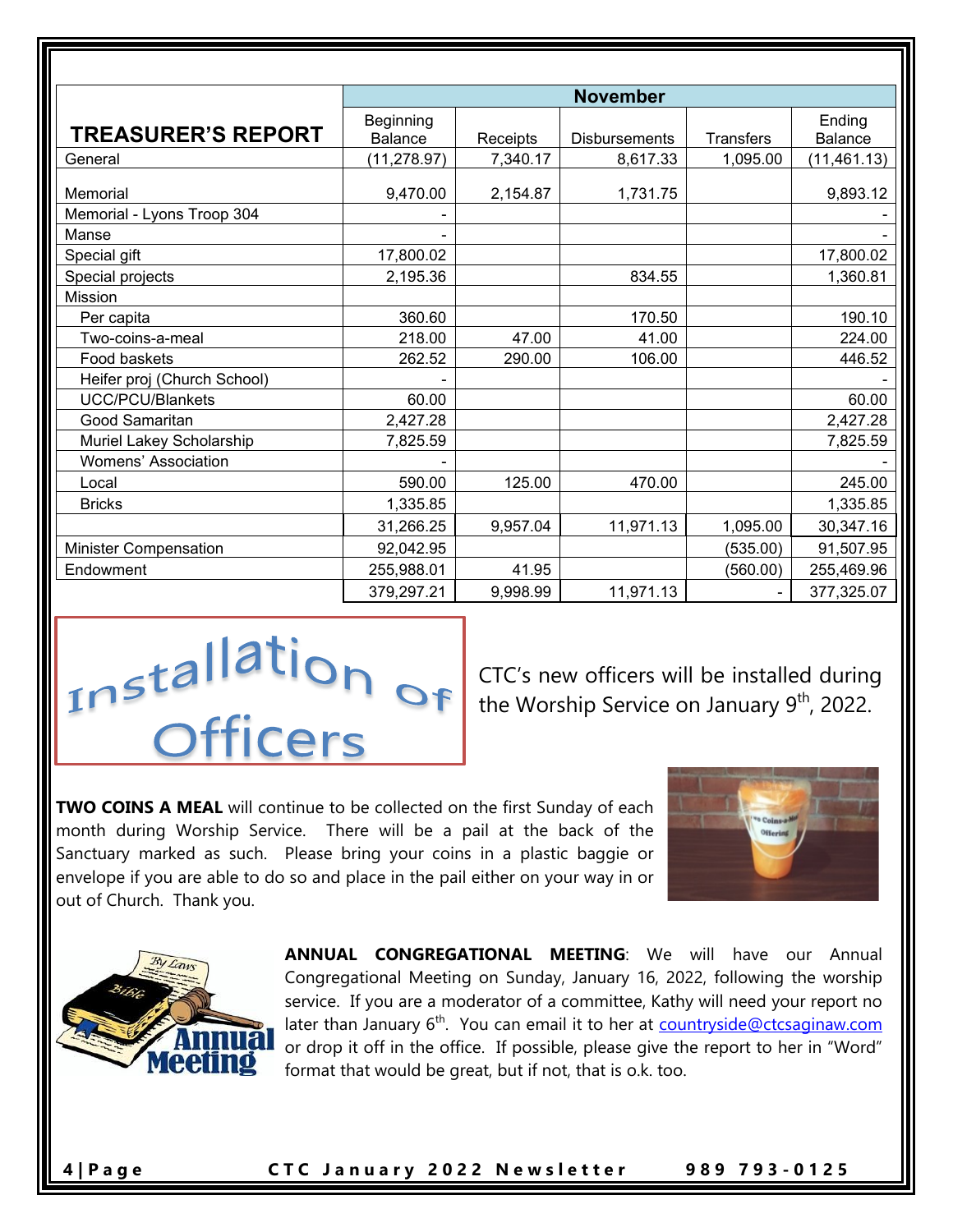| TREASURER'S REPORT | November | | | | |
|---|---|---|---|---|---|
| | Beginning Balance | Receipts | Disbursements | Transfers | Ending Balance |
| General | (11,278.97) | 7,340.17 | 8,617.33 | 1,095.00 | (11,461.13) |
| Memorial | 9,470.00 | 2,154.87 | 1,731.75 | | 9,893.12 |
| Memorial - Lyons Troop 304 | - | | | | - |
| Manse | - | | | | - |
| Special gift | 17,800.02 | | | | 17,800.02 |
| Special projects | 2,195.36 | | 834.55 | | 1,360.81 |
| Mission | | | | | |
| Per capita | 360.60 | | 170.50 | | 190.10 |
| Two-coins-a-meal | 218.00 | 47.00 | 41.00 | | 224.00 |
| Food baskets | 262.52 | 290.00 | 106.00 | | 446.52 |
| Heifer proj (Church School) | - | | | | - |
| UCC/PCU/Blankets | 60.00 | | | | 60.00 |
| Good Samaritan | 2,427.28 | | | | 2,427.28 |
| Muriel Lakey Scholarship | 7,825.59 | | | | 7,825.59 |
| Womens' Association | - | | | | - |
| Local | 590.00 | 125.00 | 470.00 | | 245.00 |
| Bricks | 1,335.85 | | | | 1,335.85 |
| | 31,266.25 | 9,957.04 | 11,971.13 | 1,095.00 | 30,347.16 |
| Minister Compensation | 92,042.95 | | | (535.00) | 91,507.95 |
| Endowment | 255,988.01 | 41.95 | | (560.00) | 255,469.96 |
| | 379,297.21 | 9,998.99 | 11,971.13 | - | 377,325.07 |

## Installation of Officers

CTC's new officers will be installed during the Worship Service on January 9th, 2022.

**TWO COINS A MEAL** will continue to be collected on the first Sunday of each month during Worship Service. There will be a pail at the back of the Sanctuary marked as such. Please bring your coins in a plastic baggie or envelope if you are able to do so and place in the pail either on your way in or out of Church. Thank you.

**ANNUAL CONGREGATIONAL MEETING**: We will have our Annual Congregational Meeting on Sunday, January 16, 2022, following the worship service. If you are a moderator of a committee, Kathy will need your report no later than January 6th. You can email it to her at countryside@ctcsaginaw.com or drop it off in the office. If possible, please give the report to her in "Word" format that would be great, but if not, that is o.k. too.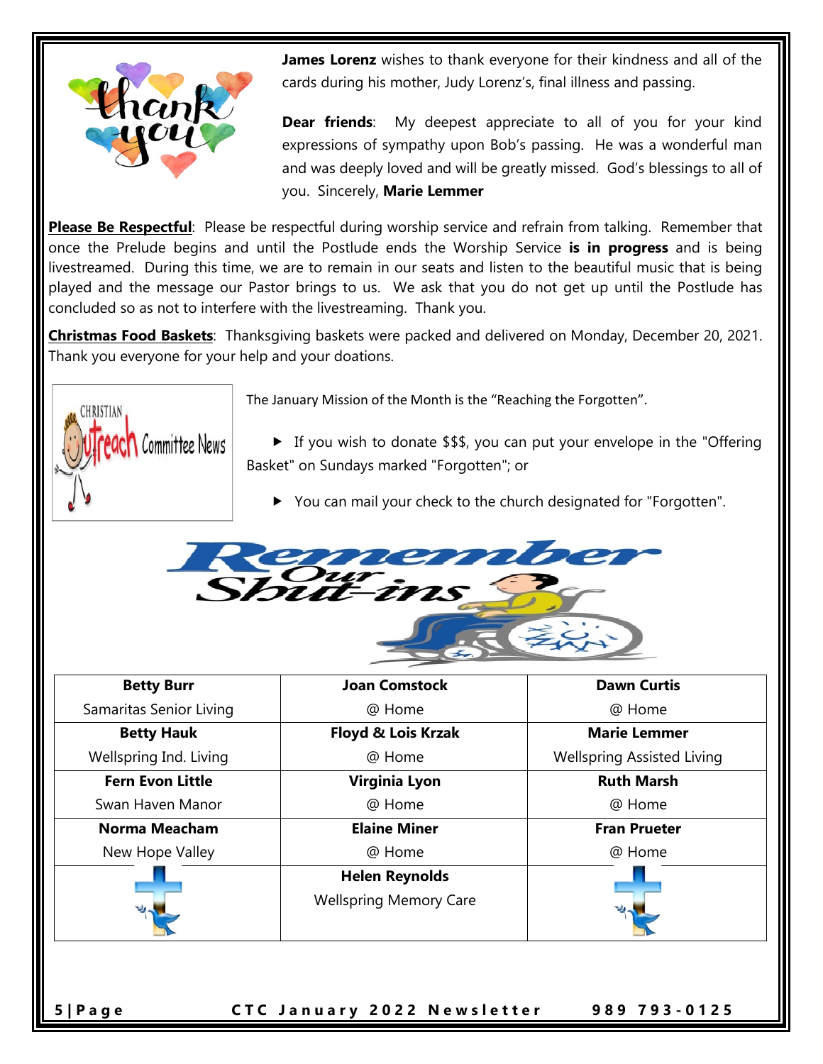**James Lorenz** wishes to thank everyone for their kindness and all of the cards during his mother, Judy Lorenz's, final illness and passing.

**Dear friends**: My deepest appreciate to all of you for your kind expressions of sympathy upon Bob's passing. He was a wonderful man and was deeply loved and will be greatly missed. God's blessings to all of you. Sincerely, **Marie Lemmer**

**Please Be Respectful**: Please be respectful during worship service and refrain from talking. Remember that once the Prelude begins and until the Postlude ends the Worship Service **is in progress** and is being livestreamed. During this time, we are to remain in our seats and listen to the beautiful music that is being played and the message our Pastor brings to us. We ask that you do not get up until the Postlude has concluded so as not to interfere with the livestreaming. Thank you.

**Christmas Food Baskets**: Thanksgiving baskets were packed and delivered on Monday, December 20, 2021. Thank you everyone for your help and your doations.

CHRISTIAN Outreach Committee News

The January Mission of the Month is the "Reaching the Forgotten".

- If you wish to donate $$$, you can put your envelope in the "Offering Basket" on Sundays marked "Forgotten"; or
- You can mail your check to the church designated for "Forgotten".

## Remember Our Shut-ins

| | | |
|---|---|---|
| **Betty Burr**<br>Samaritas Senior Living | **Joan Comstock**<br>@ Home | **Dawn Curtis**<br>@ Home |
| **Betty Hauk**<br>Wellspring Ind. Living | **Floyd & Lois Krzak**<br>@ Home | **Marie Lemmer**<br>Wellspring Assisted Living |
| **Fern Evon Little**<br>Swan Haven Manor | **Virginia Lyon**<br>@ Home | **Ruth Marsh**<br>@ Home |
| **Norma Meacham**<br>New Hope Valley | **Elaine Miner**<br>@ Home | **Fran Prueter**<br>@ Home |
| | **Helen Reynolds**<br>Wellspring Memory Care | |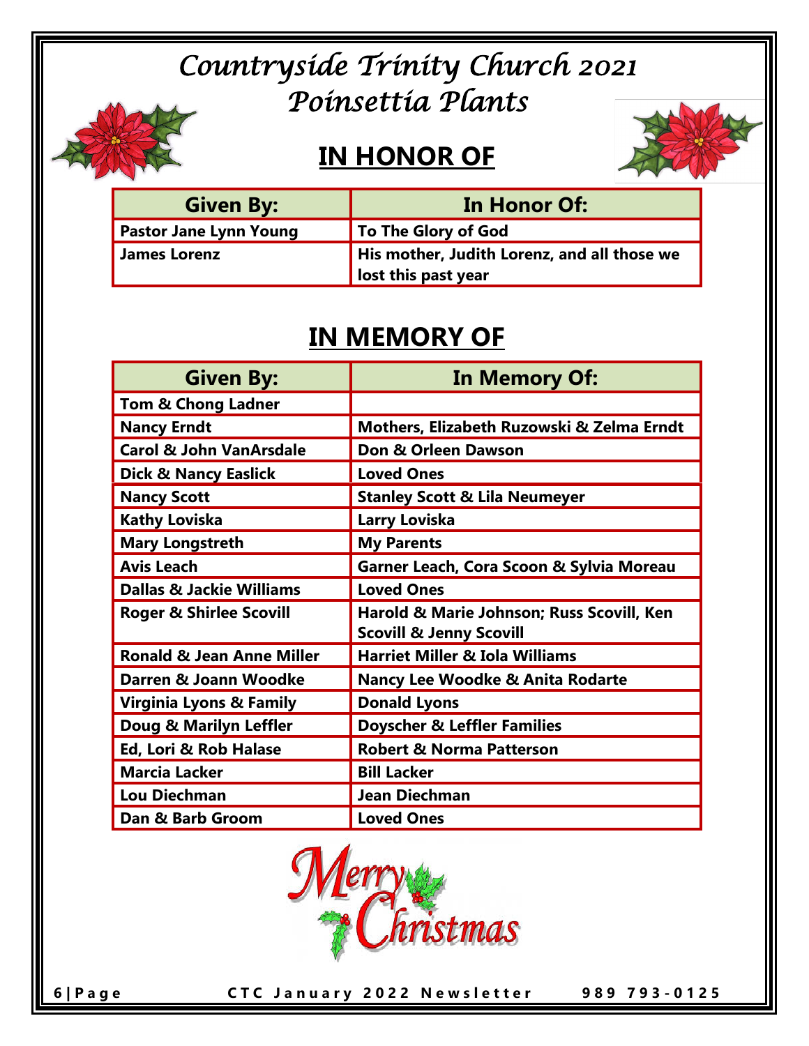# Countryside Trinity Church 2021 Poinsettia Plants

## IN HONOR OF

| Given By: | In Honor Of: |
|---|---|
| Pastor Jane Lynn Young | To The Glory of God |
| James Lorenz | His mother, Judith Lorenz, and all those we lost this past year |

## IN MEMORY OF

| Given By: | In Memory Of: |
|---|---|
| Tom & Chong Ladner | |
| Nancy Erndt | Mothers, Elizabeth Ruzowski & Zelma Erndt |
| Carol & John VanArsdale | Don & Orleen Dawson |
| Dick & Nancy Easlick | Loved Ones |
| Nancy Scott | Stanley Scott & Lila Neumeyer |
| Kathy Loviska | Larry Loviska |
| Mary Longstreth | My Parents |
| Avis Leach | Garner Leach, Cora Scoon & Sylvia Moreau |
| Dallas & Jackie Williams | Loved Ones |
| Roger & Shirlee Scovill | Harold & Marie Johnson; Russ Scovill, Ken Scovill & Jenny Scovill |
| Ronald & Jean Anne Miller | Harriet Miller & Iola Williams |
| Darren & Joann Woodke | Nancy Lee Woodke & Anita Rodarte |
| Virginia Lyons & Family | Donald Lyons |
| Doug & Marilyn Leffler | Doyscher & Leffler Families |
| Ed, Lori & Rob Halase | Robert & Norma Patterson |
| Marcia Lacker | Bill Lacker |
| Lou Diechman | Jean Diechman |
| Dan & Barb Groom | Loved Ones |

Merry Christmas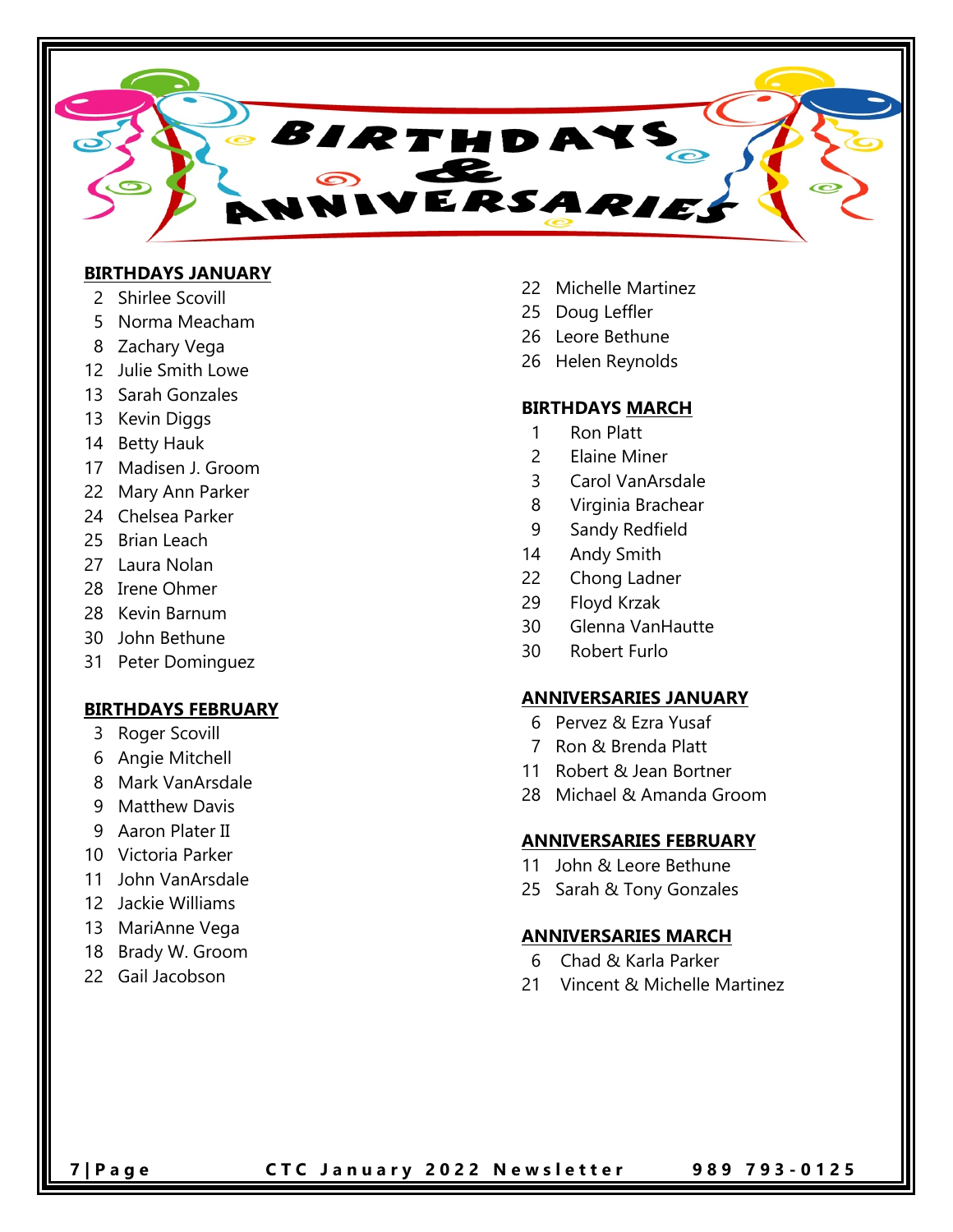# BIRTHDAYS & ANNIVERSARIES

**BIRTHDAYS JANUARY**

2 Shirlee Scovill
5 Norma Meacham
8 Zachary Vega
12 Julie Smith Lowe
13 Sarah Gonzales
13 Kevin Diggs
14 Betty Hauk
17 Madisen J. Groom
22 Mary Ann Parker
24 Chelsea Parker
25 Brian Leach
27 Laura Nolan
28 Irene Ohmer
28 Kevin Barnum
30 John Bethune
31 Peter Dominguez

**BIRTHDAYS FEBRUARY**

3 Roger Scovill
6 Angie Mitchell
8 Mark VanArsdale
9 Matthew Davis
9 Aaron Plater II
10 Victoria Parker
11 John VanArsdale
12 Jackie Williams
13 MariAnne Vega
18 Brady W. Groom
22 Gail Jacobson
22 Michelle Martinez
25 Doug Leffler
26 Leore Bethune
26 Helen Reynolds

**BIRTHDAYS MARCH**

1 Ron Platt
2 Elaine Miner
3 Carol VanArsdale
8 Virginia Brachear
9 Sandy Redfield
14 Andy Smith
22 Chong Ladner
29 Floyd Krzak
30 Glenna VanHautte
30 Robert Furlo

**ANNIVERSARIES JANUARY**

6 Pervez & Ezra Yusaf
7 Ron & Brenda Platt
11 Robert & Jean Bortner
28 Michael & Amanda Groom

**ANNIVERSARIES FEBRUARY**

11 John & Leore Bethune
25 Sarah & Tony Gonzales

**ANNIVERSARIES MARCH**

6 Chad & Karla Parker
21 Vincent & Michelle Martinez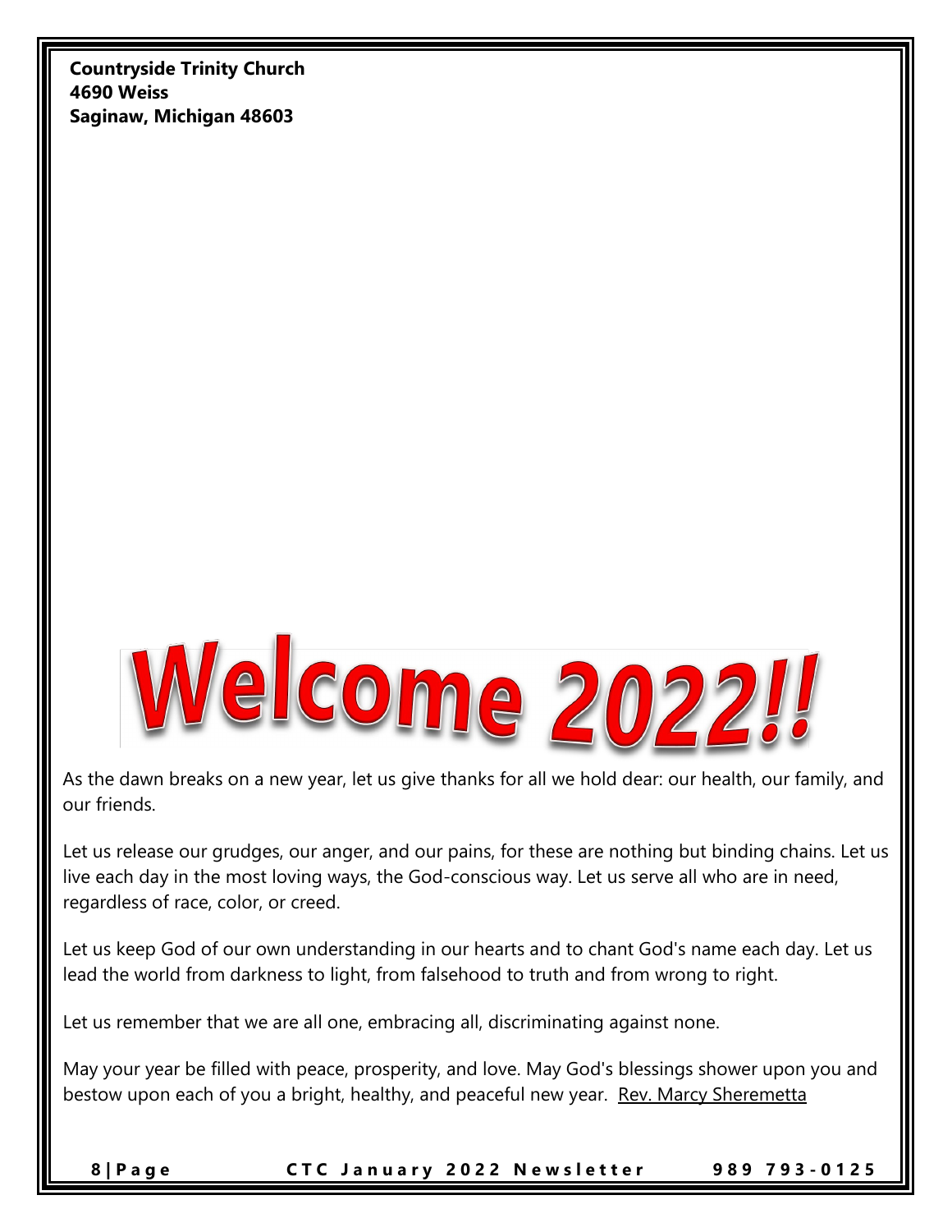**Countryside Trinity Church**
**4690 Weiss**
**Saginaw, Michigan 48603**

# Welcome 2022!!

As the dawn breaks on a new year, let us give thanks for all we hold dear: our health, our family, and our friends.

Let us release our grudges, our anger, and our pains, for these are nothing but binding chains. Let us live each day in the most loving ways, the God-conscious way. Let us serve all who are in need, regardless of race, color, or creed.

Let us keep God of our own understanding in our hearts and to chant God's name each day. Let us lead the world from darkness to light, from falsehood to truth and from wrong to right.

Let us remember that we are all one, embracing all, discriminating against none.

May your year be filled with peace, prosperity, and love. May God's blessings shower upon you and bestow upon each of you a bright, healthy, and peaceful new year. Rev. Marcy Sheremetta